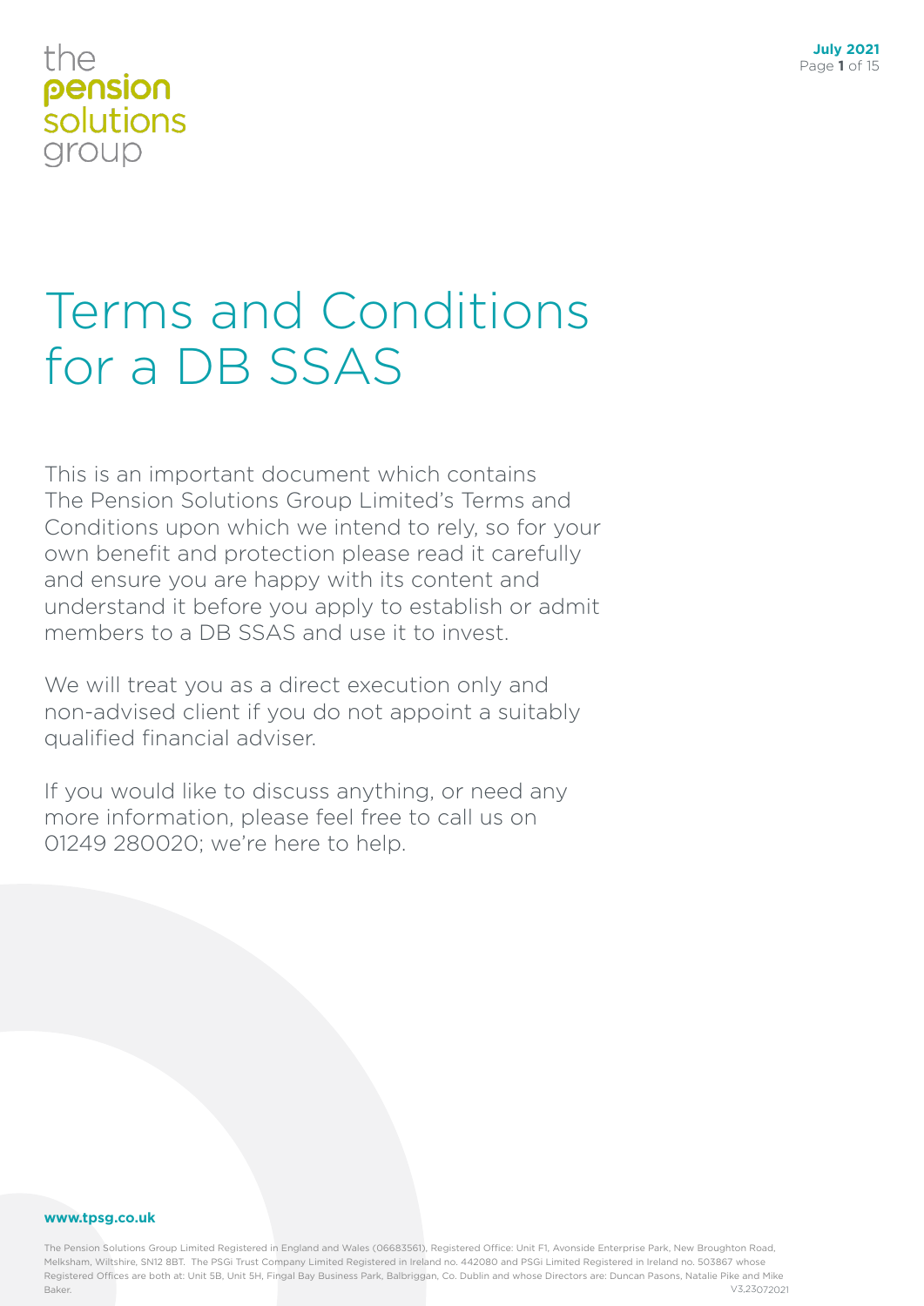the pension solutions group

# Terms and Conditions for a DB SSAS

This is an important document which contains The Pension Solutions Group Limited's Terms and Conditions upon which we intend to rely, so for your own benefit and protection please read it carefully and ensure you are happy with its content and understand it before you apply to establish or admit members to a DB SSAS and use it to invest.

We will treat you as a direct execution only and non-advised client if you do not appoint a suitably qualified financial adviser.

If you would like to discuss anything, or need any more information, please feel free to call us on 01249 280020; we're here to help.

**www.tpsg.co.uk**

The Pension Solutions Group Limited Registered in England and Wales (06683561), Registered Office: Unit F1, Avonside Enterprise Park, New Broughton Road, Melksham, Wiltshire, SN12 8BT. The PSGi Trust Company Limited Registered in Ireland no. 442080 and PSGi Limited Registered in Ireland no. 503867 whose Registered Offices are both at: Unit 5B, Unit 5H, Fingal Bay Business Park, Balbriggan, Co. Dublin and whose Directors are: Duncan Pasons, Natalie Pike and Mike Baker.

V3,23072021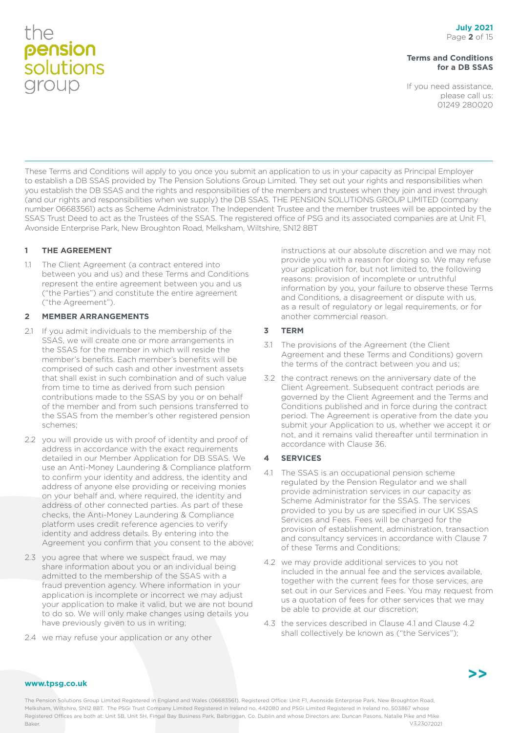These Terms and Conditions will apply to you once you submit an application to us in your capacity as Principal Employer to establish a DB SSAS provided by The Pension Solutions Group Limited. They set out your rights and responsibilities when you establish the DB SSAS and the rights and responsibilities of the members and trustees when they join and invest through (and our rights and responsibilities when we supply) the DB SSAS. THE PENSION SOLUTIONS GROUP LIMITED (company number 06683561) acts as Scheme Administrator. The Independent Trustee and the member trustees will be appointed by the SSAS Trust Deed to act as the Trustees of the SSAS. The registered office of PSG and its associated companies are at Unit F1, Avonside Enterprise Park, New Broughton Road, Melksham, Wiltshire, SN12 8BT

## 1 THE AGREEMENT

1.1 The Client Agreement (a contract entered into between you and us) and these Terms and Conditions represent the entire agreement between you and us ("the Parties") and constitute the entire agreement ("the Agreement").

## 2 MEMBER ARRANGEMENTS

2.1 If you admit individuals to the membership of the SSAS, we will create one or more arrangements in the SSAS for the member in which will reside the member's benefits. Each member's benefits will be comprised of such cash and other investment assets that shall exist in such combination and of such value from time to time as derived from such pension contributions made to the SSAS by you or on behalf of the member and from such pensions transferred to the SSAS from the member's other registered pension schemes;

2.2 you will provide us with proof of identity and proof of address in accordance with the exact requirements detailed in our Member Application for DB SSAS. We use an Anti-Money Laundering & Compliance platform to confirm your identity and address, the identity and address of anyone else providing or receiving monies on your behalf and, where required, the identity and address of other connected parties. As part of these checks, the Anti-Money Laundering & Compliance platform uses credit reference agencies to verify identity and address details. By entering into the Agreement you confirm that you consent to the above;

2.3 you agree that where we suspect fraud, we may share information about you or an individual being admitted to the membership of the SSAS with a fraud prevention agency. Where information in your application is incomplete or incorrect we may adjust your application to make it valid, but we are not bound to do so. We will only make changes using details you have previously given to us in writing;

2.4 we may refuse your application or any other instructions at our absolute discretion and we may not provide you with a reason for doing so. We may refuse your application for, but not limited to, the following reasons: provision of incomplete or untruthful information by you, your failure to observe these Terms and Conditions, a disagreement or dispute with us, as a result of regulatory or legal requirements, or for another commercial reason.

## 3 TERM

3.1 The provisions of the Agreement (the Client Agreement and these Terms and Conditions) govern the terms of the contract between you and us;

3.2 the contract renews on the anniversary date of the Client Agreement. Subsequent contract periods are governed by the Client Agreement and the Terms and Conditions published and in force during the contract period. The Agreement is operative from the date you submit your Application to us, whether we accept it or not, and it remains valid thereafter until termination in accordance with Clause 36.

## 4 SERVICES

4.1 The SSAS is an occupational pension scheme regulated by the Pension Regulator and we shall provide administration services in our capacity as Scheme Administrator for the SSAS. The services provided to you by us are specified in our UK SSAS Services and Fees. Fees will be charged for the provision of establishment, administration, transaction and consultancy services in accordance with Clause 7 of these Terms and Conditions;

4.2 we may provide additional services to you not included in the annual fee and the services available, together with the current fees for those services, are set out in our Services and Fees. You may request from us a quotation of fees for other services that we may be able to provide at our discretion;

4.3 the services described in Clause 4.1 and Clause 4.2 shall collectively be known as ("the Services");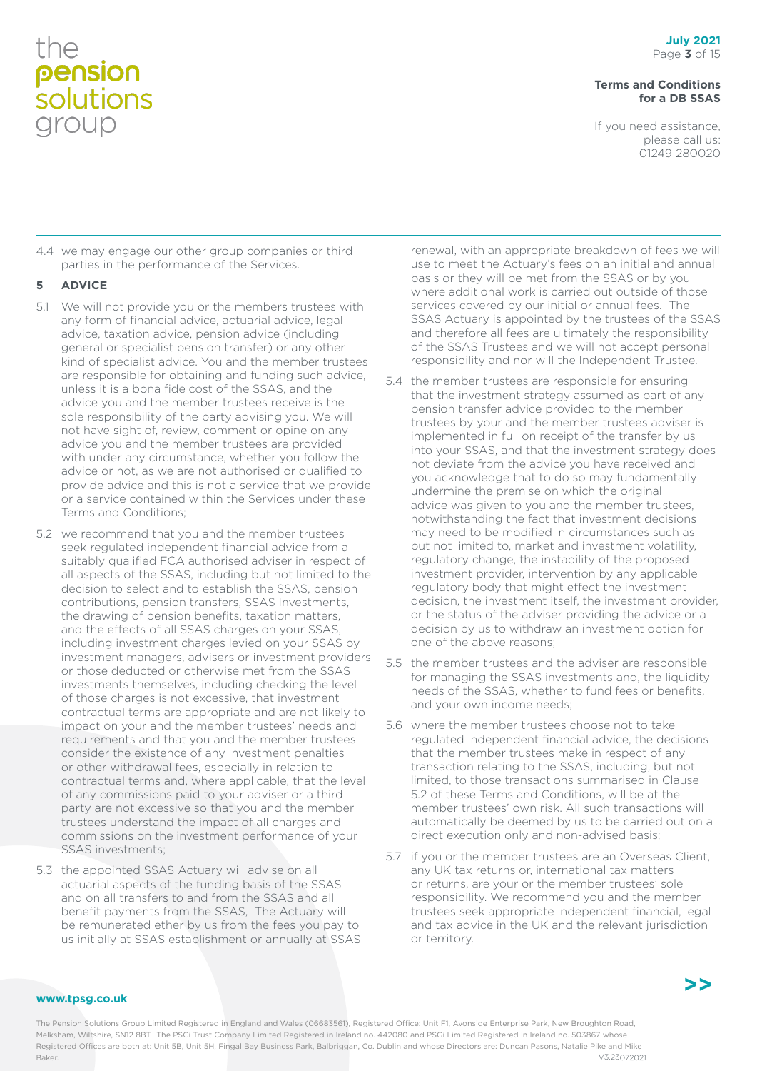4.4 we may engage our other group companies or third parties in the performance of the Services.

## 5 ADVICE

5.1 We will not provide you or the members trustees with any form of financial advice, actuarial advice, legal advice, taxation advice, pension advice (including general or specialist pension transfer) or any other kind of specialist advice. You and the member trustees are responsible for obtaining and funding such advice, unless it is a bona fide cost of the SSAS, and the advice you and the member trustees receive is the sole responsibility of the party advising you. We will not have sight of, review, comment or opine on any advice you and the member trustees are provided with under any circumstance, whether you follow the advice or not, as we are not authorised or qualified to provide advice and this is not a service that we provide or a service contained within the Services under these Terms and Conditions;

5.2 we recommend that you and the member trustees seek regulated independent financial advice from a suitably qualified FCA authorised adviser in respect of all aspects of the SSAS, including but not limited to the decision to select and to establish the SSAS, pension contributions, pension transfers, SSAS Investments, the drawing of pension benefits, taxation matters, and the effects of all SSAS charges on your SSAS, including investment charges levied on your SSAS by investment managers, advisers or investment providers or those deducted or otherwise met from the SSAS investments themselves, including checking the level of those charges is not excessive, that investment contractual terms are appropriate and are not likely to impact on your and the member trustees' needs and requirements and that you and the member trustees consider the existence of any investment penalties or other withdrawal fees, especially in relation to contractual terms and, where applicable, that the level of any commissions paid to your adviser or a third party are not excessive so that you and the member trustees understand the impact of all charges and commissions on the investment performance of your SSAS investments;

5.3 the appointed SSAS Actuary will advise on all actuarial aspects of the funding basis of the SSAS and on all transfers to and from the SSAS and all benefit payments from the SSAS, The Actuary will be remunerated ether by us from the fees you pay to us initially at SSAS establishment or annually at SSAS renewal, with an appropriate breakdown of fees we will use to meet the Actuary's fees on an initial and annual basis or they will be met from the SSAS or by you where additional work is carried out outside of those services covered by our initial or annual fees. The SSAS Actuary is appointed by the trustees of the SSAS and therefore all fees are ultimately the responsibility of the SSAS Trustees and we will not accept personal responsibility and nor will the Independent Trustee.

5.4 the member trustees are responsible for ensuring that the investment strategy assumed as part of any pension transfer advice provided to the member trustees by your and the member trustees adviser is implemented in full on receipt of the transfer by us into your SSAS, and that the investment strategy does not deviate from the advice you have received and you acknowledge that to do so may fundamentally undermine the premise on which the original advice was given to you and the member trustees, notwithstanding the fact that investment decisions may need to be modified in circumstances such as but not limited to, market and investment volatility, regulatory change, the instability of the proposed investment provider, intervention by any applicable regulatory body that might effect the investment decision, the investment itself, the investment provider, or the status of the adviser providing the advice or a decision by us to withdraw an investment option for one of the above reasons;

5.5 the member trustees and the adviser are responsible for managing the SSAS investments and, the liquidity needs of the SSAS, whether to fund fees or benefits, and your own income needs;

5.6 where the member trustees choose not to take regulated independent financial advice, the decisions that the member trustees make in respect of any transaction relating to the SSAS, including, but not limited, to those transactions summarised in Clause 5.2 of these Terms and Conditions, will be at the member trustees' own risk. All such transactions will automatically be deemed by us to be carried out on a direct execution only and non-advised basis;

5.7 if you or the member trustees are an Overseas Client, any UK tax returns or, international tax matters or returns, are your or the member trustees' sole responsibility. We recommend you and the member trustees seek appropriate independent financial, legal and tax advice in the UK and the relevant jurisdiction or territory.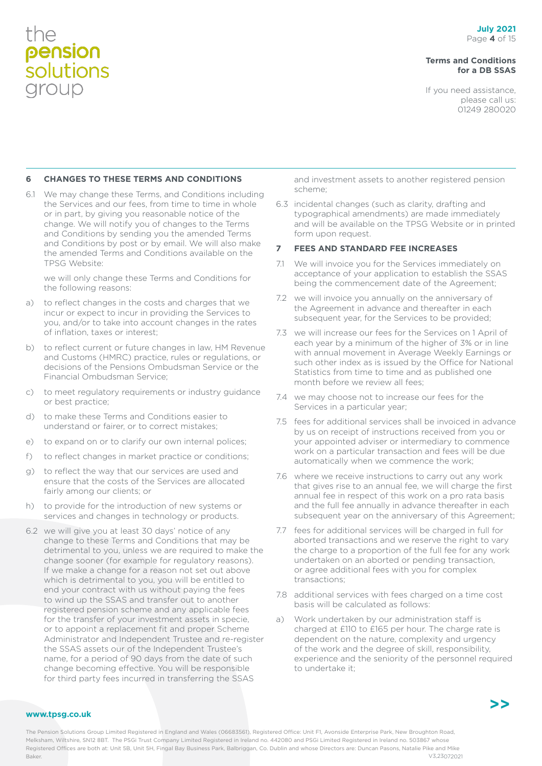## 6 CHANGES TO THESE TERMS AND CONDITIONS

6.1 We may change these Terms, and Conditions including the Services and our fees, from time to time in whole or in part, by giving you reasonable notice of the change. We will notify you of changes to the Terms and Conditions by sending you the amended Terms and Conditions by post or by email. We will also make the amended Terms and Conditions available on the TPSG Website:

we will only change these Terms and Conditions for the following reasons:

a) to reflect changes in the costs and charges that we incur or expect to incur in providing the Services to you, and/or to take into account changes in the rates of inflation, taxes or interest;

b) to reflect current or future changes in law, HM Revenue and Customs (HMRC) practice, rules or regulations, or decisions of the Pensions Ombudsman Service or the Financial Ombudsman Service;

c) to meet regulatory requirements or industry guidance or best practice;

d) to make these Terms and Conditions easier to understand or fairer, or to correct mistakes;

e) to expand on or to clarify our own internal polices;

f) to reflect changes in market practice or conditions;

g) to reflect the way that our services are used and ensure that the costs of the Services are allocated fairly among our clients; or

h) to provide for the introduction of new systems or services and changes in technology or products.

6.2 we will give you at least 30 days' notice of any change to these Terms and Conditions that may be detrimental to you, unless we are required to make the change sooner (for example for regulatory reasons). If we make a change for a reason not set out above which is detrimental to you, you will be entitled to end your contract with us without paying the fees to wind up the SSAS and transfer out to another registered pension scheme and any applicable fees for the transfer of your investment assets in specie, or to appoint a replacement fit and proper Scheme Administrator and Independent Trustee and re-register the SSAS assets our of the Independent Trustee's name, for a period of 90 days from the date of such change becoming effective. You will be responsible for third party fees incurred in transferring the SSAS and investment assets to another registered pension scheme;

6.3 incidental changes (such as clarity, drafting and typographical amendments) are made immediately and will be available on the TPSG Website or in printed form upon request.

## 7 FEES AND STANDARD FEE INCREASES

7.1 We will invoice you for the Services immediately on acceptance of your application to establish the SSAS being the commencement date of the Agreement;

7.2 we will invoice you annually on the anniversary of the Agreement in advance and thereafter in each subsequent year, for the Services to be provided;

7.3 we will increase our fees for the Services on 1 April of each year by a minimum of the higher of 3% or in line with annual movement in Average Weekly Earnings or such other index as is issued by the Office for National Statistics from time to time and as published one month before we review all fees;

7.4 we may choose not to increase our fees for the Services in a particular year;

7.5 fees for additional services shall be invoiced in advance by us on receipt of instructions received from you or your appointed adviser or intermediary to commence work on a particular transaction and fees will be due automatically when we commence the work;

7.6 where we receive instructions to carry out any work that gives rise to an annual fee, we will charge the first annual fee in respect of this work on a pro rata basis and the full fee annually in advance thereafter in each subsequent year on the anniversary of this Agreement;

7.7 fees for additional services will be charged in full for aborted transactions and we reserve the right to vary the charge to a proportion of the full fee for any work undertaken on an aborted or pending transaction, or agree additional fees with you for complex transactions;

7.8 additional services with fees charged on a time cost basis will be calculated as follows:

a) Work undertaken by our administration staff is charged at £110 to £165 per hour. The charge rate is dependent on the nature, complexity and urgency of the work and the degree of skill, responsibility, experience and the seniority of the personnel required to undertake it;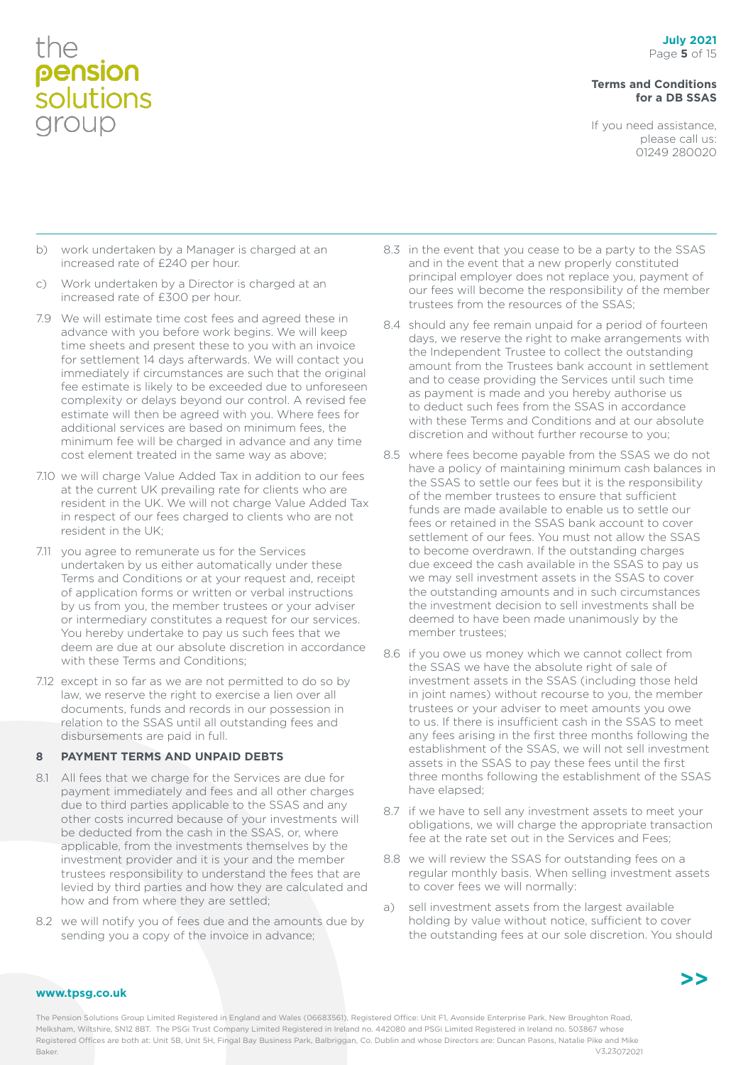b) work undertaken by a Manager is charged at an increased rate of £240 per hour.

c) Work undertaken by a Director is charged at an increased rate of £300 per hour.

7.9 We will estimate time cost fees and agreed these in advance with you before work begins. We will keep time sheets and present these to you with an invoice for settlement 14 days afterwards. We will contact you immediately if circumstances are such that the original fee estimate is likely to be exceeded due to unforeseen complexity or delays beyond our control. A revised fee estimate will then be agreed with you. Where fees for additional services are based on minimum fees, the minimum fee will be charged in advance and any time cost element treated in the same way as above;

7.10 we will charge Value Added Tax in addition to our fees at the current UK prevailing rate for clients who are resident in the UK. We will not charge Value Added Tax in respect of our fees charged to clients who are not resident in the UK;

7.11 you agree to remunerate us for the Services undertaken by us either automatically under these Terms and Conditions or at your request and, receipt of application forms or written or verbal instructions by us from you, the member trustees or your adviser or intermediary constitutes a request for our services. You hereby undertake to pay us such fees that we deem are due at our absolute discretion in accordance with these Terms and Conditions;

7.12 except in so far as we are not permitted to do so by law, we reserve the right to exercise a lien over all documents, funds and records in our possession in relation to the SSAS until all outstanding fees and disbursements are paid in full.

## 8 PAYMENT TERMS AND UNPAID DEBTS

8.1 All fees that we charge for the Services are due for payment immediately and fees and all other charges due to third parties applicable to the SSAS and any other costs incurred because of your investments will be deducted from the cash in the SSAS, or, where applicable, from the investments themselves by the investment provider and it is your and the member trustees responsibility to understand the fees that are levied by third parties and how they are calculated and how and from where they are settled;

8.2 we will notify you of fees due and the amounts due by sending you a copy of the invoice in advance;

8.3 in the event that you cease to be a party to the SSAS and in the event that a new properly constituted principal employer does not replace you, payment of our fees will become the responsibility of the member trustees from the resources of the SSAS;

8.4 should any fee remain unpaid for a period of fourteen days, we reserve the right to make arrangements with the Independent Trustee to collect the outstanding amount from the Trustees bank account in settlement and to cease providing the Services until such time as payment is made and you hereby authorise us to deduct such fees from the SSAS in accordance with these Terms and Conditions and at our absolute discretion and without further recourse to you;

8.5 where fees become payable from the SSAS we do not have a policy of maintaining minimum cash balances in the SSAS to settle our fees but it is the responsibility of the member trustees to ensure that sufficient funds are made available to enable us to settle our fees or retained in the SSAS bank account to cover settlement of our fees. You must not allow the SSAS to become overdrawn. If the outstanding charges due exceed the cash available in the SSAS to pay us we may sell investment assets in the SSAS to cover the outstanding amounts and in such circumstances the investment decision to sell investments shall be deemed to have been made unanimously by the member trustees;

8.6 if you owe us money which we cannot collect from the SSAS we have the absolute right of sale of investment assets in the SSAS (including those held in joint names) without recourse to you, the member trustees or your adviser to meet amounts you owe to us. If there is insufficient cash in the SSAS to meet any fees arising in the first three months following the establishment of the SSAS, we will not sell investment assets in the SSAS to pay these fees until the first three months following the establishment of the SSAS have elapsed;

8.7 if we have to sell any investment assets to meet your obligations, we will charge the appropriate transaction fee at the rate set out in the Services and Fees;

8.8 we will review the SSAS for outstanding fees on a regular monthly basis. When selling investment assets to cover fees we will normally:

a) sell investment assets from the largest available holding by value without notice, sufficient to cover the outstanding fees at our sole discretion. You should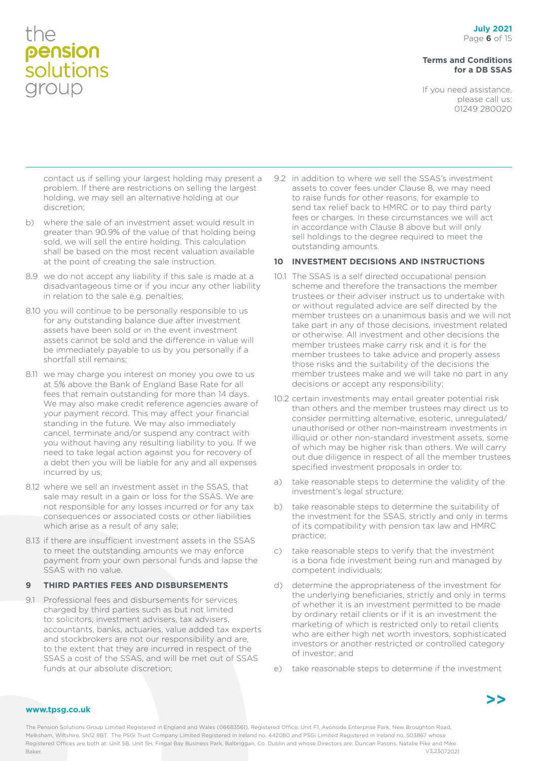contact us if selling your largest holding may present a problem. If there are restrictions on selling the largest holding, we may sell an alternative holding at our discretion;

b) where the sale of an investment asset would result in greater than 90.9% of the value of that holding being sold, we will sell the entire holding. This calculation shall be based on the most recent valuation available at the point of creating the sale instruction.

8.9 we do not accept any liability if this sale is made at a disadvantageous time or if you incur any other liability in relation to the sale e.g. penalties;

8.10 you will continue to be personally responsible to us for any outstanding balance due after investment assets have been sold or in the event investment assets cannot be sold and the difference in value will be immediately payable to us by you personally if a shortfall still remains;

8.11 we may charge you interest on money you owe to us at 5% above the Bank of England Base Rate for all fees that remain outstanding for more than 14 days. We may also make credit reference agencies aware of your payment record. This may affect your financial standing in the future. We may also immediately cancel, terminate and/or suspend any contract with you without having any resulting liability to you. If we need to take legal action against you for recovery of a debt then you will be liable for any and all expenses incurred by us;

8.12 where we sell an investment asset in the SSAS, that sale may result in a gain or loss for the SSAS. We are not responsible for any losses incurred or for any tax consequences or associated costs or other liabilities which arise as a result of any sale;

8.13 if there are insufficient investment assets in the SSAS to meet the outstanding amounts we may enforce payment from your own personal funds and lapse the SSAS with no value.

## 9 THIRD PARTIES FEES AND DISBURSEMENTS

9.1 Professional fees and disbursements for services charged by third parties such as but not limited to: solicitors, investment advisers, tax advisers, accountants, banks, actuaries, value added tax experts and stockbrokers are not our responsibility and are, to the extent that they are incurred in respect of the SSAS a cost of the SSAS, and will be met out of SSAS funds at our absolute discretion;

9.2 in addition to where we sell the SSAS's investment assets to cover fees under Clause 8, we may need to raise funds for other reasons, for example to send tax relief back to HMRC or to pay third party fees or charges. In these circumstances we will act in accordance with Clause 8 above but will only sell holdings to the degree required to meet the outstanding amounts.

## 10 INVESTMENT DECISIONS AND INSTRUCTIONS

10.1 The SSAS is a self directed occupational pension scheme and therefore the transactions the member trustees or their adviser instruct us to undertake with or without regulated advice are self directed by the member trustees on a unanimous basis and we will not take part in any of those decisions, investment related or otherwise. All investment and other decisions the member trustees make carry risk and it is for the member trustees to take advice and properly assess those risks and the suitability of the decisions the member trustees make and we will take no part in any decisions or accept any responsibility;

10.2 certain investments may entail greater potential risk than others and the member trustees may direct us to consider permitting alternative, esoteric, unregulated/unauthorised or other non-mainstream investments in illiquid or other non-standard investment assets, some of which may be higher risk than others. We will carry out due diligence in respect of all the member trustees specified investment proposals in order to:

a) take reasonable steps to determine the validity of the investment's legal structure;

b) take reasonable steps to determine the suitability of the investment for the SSAS, strictly and only in terms of its compatibility with pension tax law and HMRC practice;

c) take reasonable steps to verify that the investment is a bona fide investment being run and managed by competent individuals;

d) determine the appropriateness of the investment for the underlying beneficiaries, strictly and only in terms of whether it is an investment permitted to be made by ordinary retail clients or if it is an investment the marketing of which is restricted only to retail clients who are either high net worth investors, sophisticated investors or another restricted or controlled category of investor; and

e) take reasonable steps to determine if the investment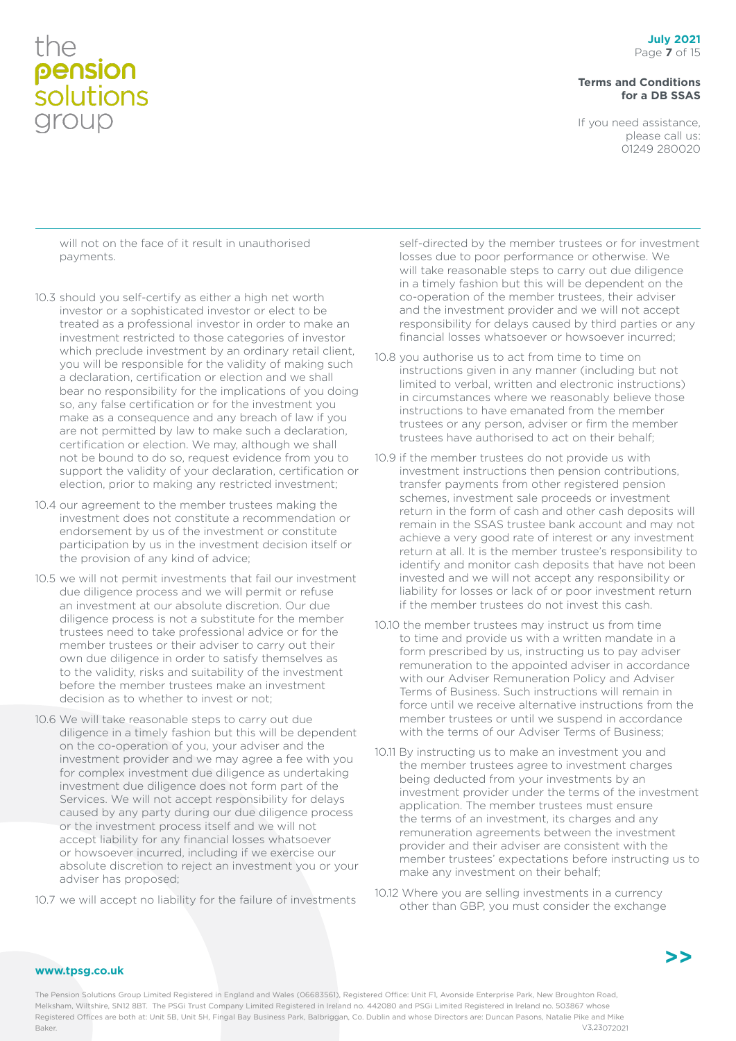will not on the face of it result in unauthorised payments.

10.3 should you self-certify as either a high net worth investor or a sophisticated investor or elect to be treated as a professional investor in order to make an investment restricted to those categories of investor which preclude investment by an ordinary retail client, you will be responsible for the validity of making such a declaration, certification or election and we shall bear no responsibility for the implications of you doing so, any false certification or for the investment you make as a consequence and any breach of law if you are not permitted by law to make such a declaration, certification or election. We may, although we shall not be bound to do so, request evidence from you to support the validity of your declaration, certification or election, prior to making any restricted investment;

10.4 our agreement to the member trustees making the investment does not constitute a recommendation or endorsement by us of the investment or constitute participation by us in the investment decision itself or the provision of any kind of advice;

10.5 we will not permit investments that fail our investment due diligence process and we will permit or refuse an investment at our absolute discretion. Our due diligence process is not a substitute for the member trustees need to take professional advice or for the member trustees or their adviser to carry out their own due diligence in order to satisfy themselves as to the validity, risks and suitability of the investment before the member trustees make an investment decision as to whether to invest or not;

10.6 We will take reasonable steps to carry out due diligence in a timely fashion but this will be dependent on the co-operation of you, your adviser and the investment provider and we may agree a fee with you for complex investment due diligence as undertaking investment due diligence does not form part of the Services. We will not accept responsibility for delays caused by any party during our due diligence process or the investment process itself and we will not accept liability for any financial losses whatsoever or howsoever incurred, including if we exercise our absolute discretion to reject an investment you or your adviser has proposed;

10.7 we will accept no liability for the failure of investments self-directed by the member trustees or for investment losses due to poor performance or otherwise. We will take reasonable steps to carry out due diligence in a timely fashion but this will be dependent on the co-operation of the member trustees, their adviser and the investment provider and we will not accept responsibility for delays caused by third parties or any financial losses whatsoever or howsoever incurred;

10.8 you authorise us to act from time to time on instructions given in any manner (including but not limited to verbal, written and electronic instructions) in circumstances where we reasonably believe those instructions to have emanated from the member trustees or any person, adviser or firm the member trustees have authorised to act on their behalf;

10.9 if the member trustees do not provide us with investment instructions then pension contributions, transfer payments from other registered pension schemes, investment sale proceeds or investment return in the form of cash and other cash deposits will remain in the SSAS trustee bank account and may not achieve a very good rate of interest or any investment return at all. It is the member trustee's responsibility to identify and monitor cash deposits that have not been invested and we will not accept any responsibility or liability for losses or lack of or poor investment return if the member trustees do not invest this cash.

10.10 the member trustees may instruct us from time to time and provide us with a written mandate in a form prescribed by us, instructing us to pay adviser remuneration to the appointed adviser in accordance with our Adviser Remuneration Policy and Adviser Terms of Business. Such instructions will remain in force until we receive alternative instructions from the member trustees or until we suspend in accordance with the terms of our Adviser Terms of Business;

10.11 By instructing us to make an investment you and the member trustees agree to investment charges being deducted from your investments by an investment provider under the terms of the investment application. The member trustees must ensure the terms of an investment, its charges and any remuneration agreements between the investment provider and their adviser are consistent with the member trustees' expectations before instructing us to make any investment on their behalf;

10.12 Where you are selling investments in a currency other than GBP, you must consider the exchange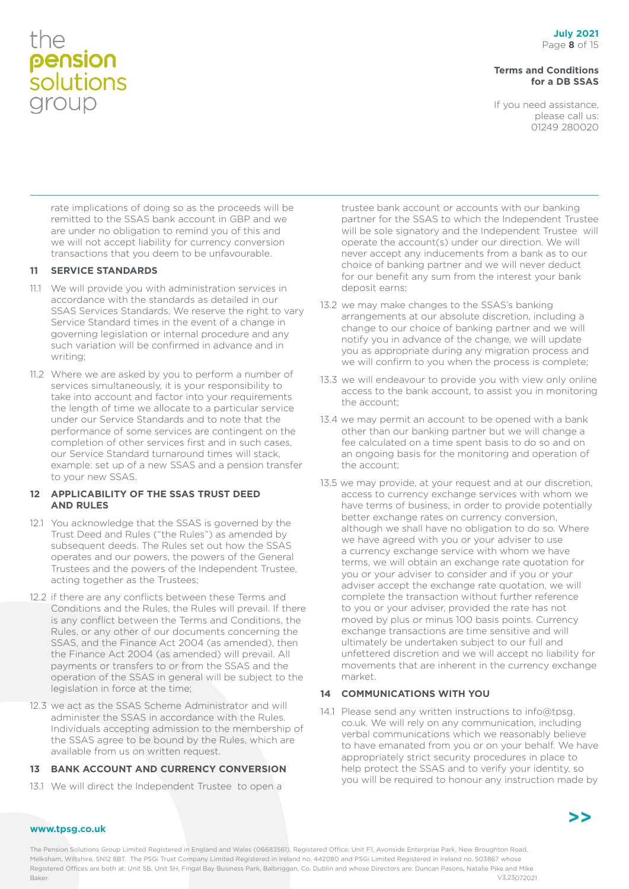rate implications of doing so as the proceeds will be remitted to the SSAS bank account in GBP and we are under no obligation to remind you of this and we will not accept liability for currency conversion transactions that you deem to be unfavourable.

## 11 SERVICE STANDARDS

11.1 We will provide you with administration services in accordance with the standards as detailed in our SSAS Services Standards. We reserve the right to vary Service Standard times in the event of a change in governing legislation or internal procedure and any such variation will be confirmed in advance and in writing;

11.2 Where we are asked by you to perform a number of services simultaneously, it is your responsibility to take into account and factor into your requirements the length of time we allocate to a particular service under our Service Standards and to note that the performance of some services are contingent on the completion of other services first and in such cases, our Service Standard turnaround times will stack, example: set up of a new SSAS and a pension transfer to your new SSAS.

## 12 APPLICABILITY OF THE SSAS TRUST DEED AND RULES

12.1 You acknowledge that the SSAS is governed by the Trust Deed and Rules ("the Rules") as amended by subsequent deeds. The Rules set out how the SSAS operates and our powers, the powers of the General Trustees and the powers of the Independent Trustee, acting together as the Trustees;

12.2 if there are any conflicts between these Terms and Conditions and the Rules, the Rules will prevail. If there is any conflict between the Terms and Conditions, the Rules, or any other of our documents concerning the SSAS, and the Finance Act 2004 (as amended), then the Finance Act 2004 (as amended) will prevail. All payments or transfers to or from the SSAS and the operation of the SSAS in general will be subject to the legislation in force at the time;

12.3 we act as the SSAS Scheme Administrator and will administer the SSAS in accordance with the Rules. Individuals accepting admission to the membership of the SSAS agree to be bound by the Rules, which are available from us on written request.

## 13 BANK ACCOUNT AND CURRENCY CONVERSION

13.1 We will direct the Independent Trustee to open a trustee bank account or accounts with our banking partner for the SSAS to which the Independent Trustee will be sole signatory and the Independent Trustee will operate the account(s) under our direction. We will never accept any inducements from a bank as to our choice of banking partner and we will never deduct for our benefit any sum from the interest your bank deposit earns;

13.2 we may make changes to the SSAS's banking arrangements at our absolute discretion, including a change to our choice of banking partner and we will notify you in advance of the change, we will update you as appropriate during any migration process and we will confirm to you when the process is complete;

13.3 we will endeavour to provide you with view only online access to the bank account, to assist you in monitoring the account;

13.4 we may permit an account to be opened with a bank other than our banking partner but we will change a fee calculated on a time spent basis to do so and on an ongoing basis for the monitoring and operation of the account;

13.5 we may provide, at your request and at our discretion, access to currency exchange services with whom we have terms of business, in order to provide potentially better exchange rates on currency conversion, although we shall have no obligation to do so. Where we have agreed with you or your adviser to use a currency exchange service with whom we have terms, we will obtain an exchange rate quotation for you or your adviser to consider and if you or your adviser accept the exchange rate quotation, we will complete the transaction without further reference to you or your adviser, provided the rate has not moved by plus or minus 100 basis points. Currency exchange transactions are time sensitive and will ultimately be undertaken subject to our full and unfettered discretion and we will accept no liability for movements that are inherent in the currency exchange market.

## 14 COMMUNICATIONS WITH YOU

14.1 Please send any written instructions to info@tpsg.co.uk. We will rely on any communication, including verbal communications which we reasonably believe to have emanated from you or on your behalf. We have appropriately strict security procedures in place to help protect the SSAS and to verify your identity, so you will be required to honour any instruction made by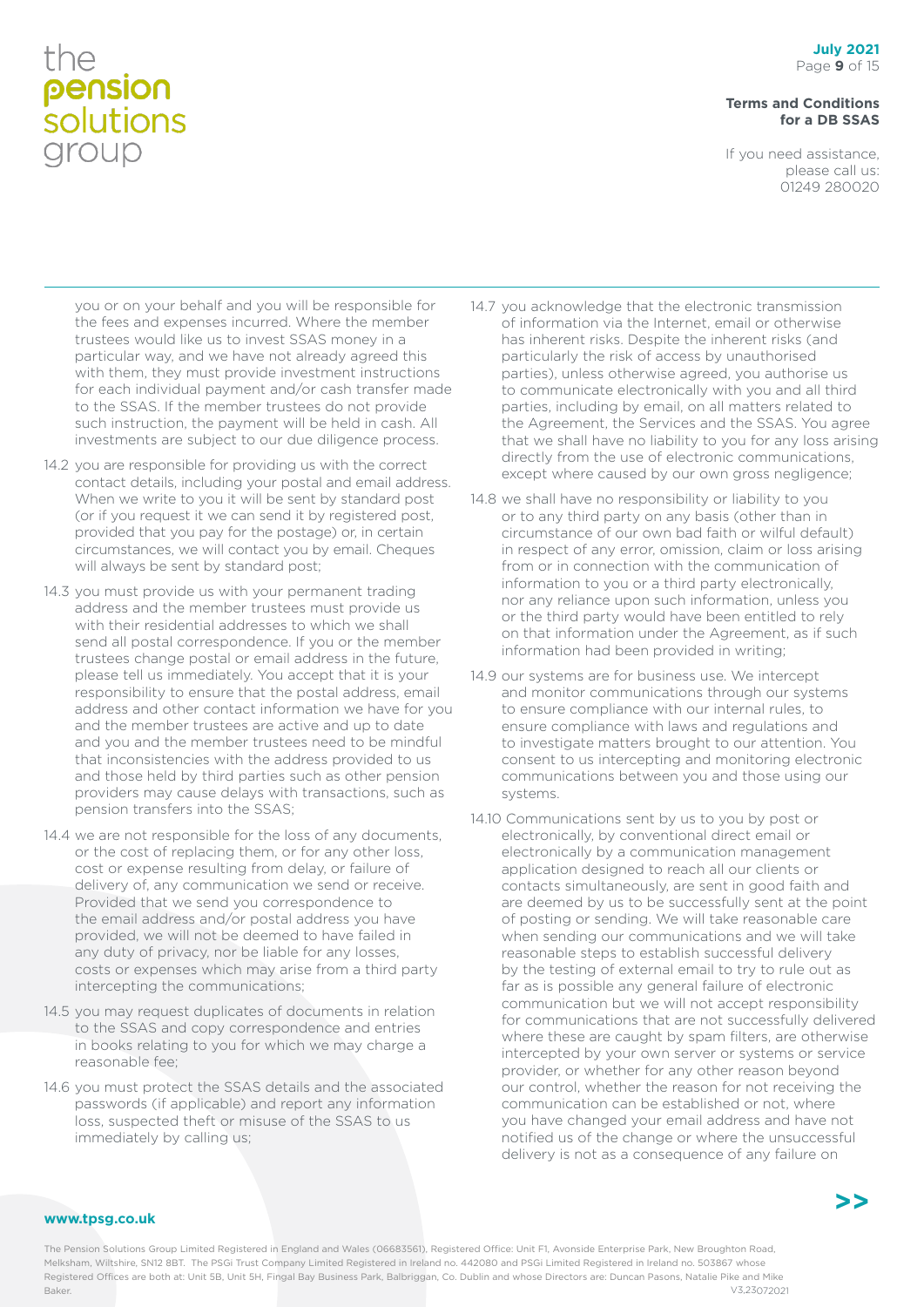you or on your behalf and you will be responsible for the fees and expenses incurred. Where the member trustees would like us to invest SSAS money in a particular way, and we have not already agreed this with them, they must provide investment instructions for each individual payment and/or cash transfer made to the SSAS. If the member trustees do not provide such instruction, the payment will be held in cash. All investments are subject to our due diligence process.

14.2 you are responsible for providing us with the correct contact details, including your postal and email address. When we write to you it will be sent by standard post (or if you request it we can send it by registered post, provided that you pay for the postage) or, in certain circumstances, we will contact you by email. Cheques will always be sent by standard post;

14.3 you must provide us with your permanent trading address and the member trustees must provide us with their residential addresses to which we shall send all postal correspondence. If you or the member trustees change postal or email address in the future, please tell us immediately. You accept that it is your responsibility to ensure that the postal address, email address and other contact information we have for you and the member trustees are active and up to date and you and the member trustees need to be mindful that inconsistencies with the address provided to us and those held by third parties such as other pension providers may cause delays with transactions, such as pension transfers into the SSAS;

14.4 we are not responsible for the loss of any documents, or the cost of replacing them, or for any other loss, cost or expense resulting from delay, or failure of delivery of, any communication we send or receive. Provided that we send you correspondence to the email address and/or postal address you have provided, we will not be deemed to have failed in any duty of privacy, nor be liable for any losses, costs or expenses which may arise from a third party intercepting the communications;

14.5 you may request duplicates of documents in relation to the SSAS and copy correspondence and entries in books relating to you for which we may charge a reasonable fee;

14.6 you must protect the SSAS details and the associated passwords (if applicable) and report any information loss, suspected theft or misuse of the SSAS to us immediately by calling us;

14.7 you acknowledge that the electronic transmission of information via the Internet, email or otherwise has inherent risks. Despite the inherent risks (and particularly the risk of access by unauthorised parties), unless otherwise agreed, you authorise us to communicate electronically with you and all third parties, including by email, on all matters related to the Agreement, the Services and the SSAS. You agree that we shall have no liability to you for any loss arising directly from the use of electronic communications, except where caused by our own gross negligence;

14.8 we shall have no responsibility or liability to you or to any third party on any basis (other than in circumstance of our own bad faith or wilful default) in respect of any error, omission, claim or loss arising from or in connection with the communication of information to you or a third party electronically, nor any reliance upon such information, unless you or the third party would have been entitled to rely on that information under the Agreement, as if such information had been provided in writing;

14.9 our systems are for business use. We intercept and monitor communications through our systems to ensure compliance with our internal rules, to ensure compliance with laws and regulations and to investigate matters brought to our attention. You consent to us intercepting and monitoring electronic communications between you and those using our systems.

14.10 Communications sent by us to you by post or electronically, by conventional direct email or electronically by a communication management application designed to reach all our clients or contacts simultaneously, are sent in good faith and are deemed by us to be successfully sent at the point of posting or sending. We will take reasonable care when sending our communications and we will take reasonable steps to establish successful delivery by the testing of external email to try to rule out as far as is possible any general failure of electronic communication but we will not accept responsibility for communications that are not successfully delivered where these are caught by spam filters, are otherwise intercepted by your own server or systems or service provider, or whether for any other reason beyond our control, whether the reason for not receiving the communication can be established or not, where you have changed your email address and have not notified us of the change or where the unsuccessful delivery is not as a consequence of any failure on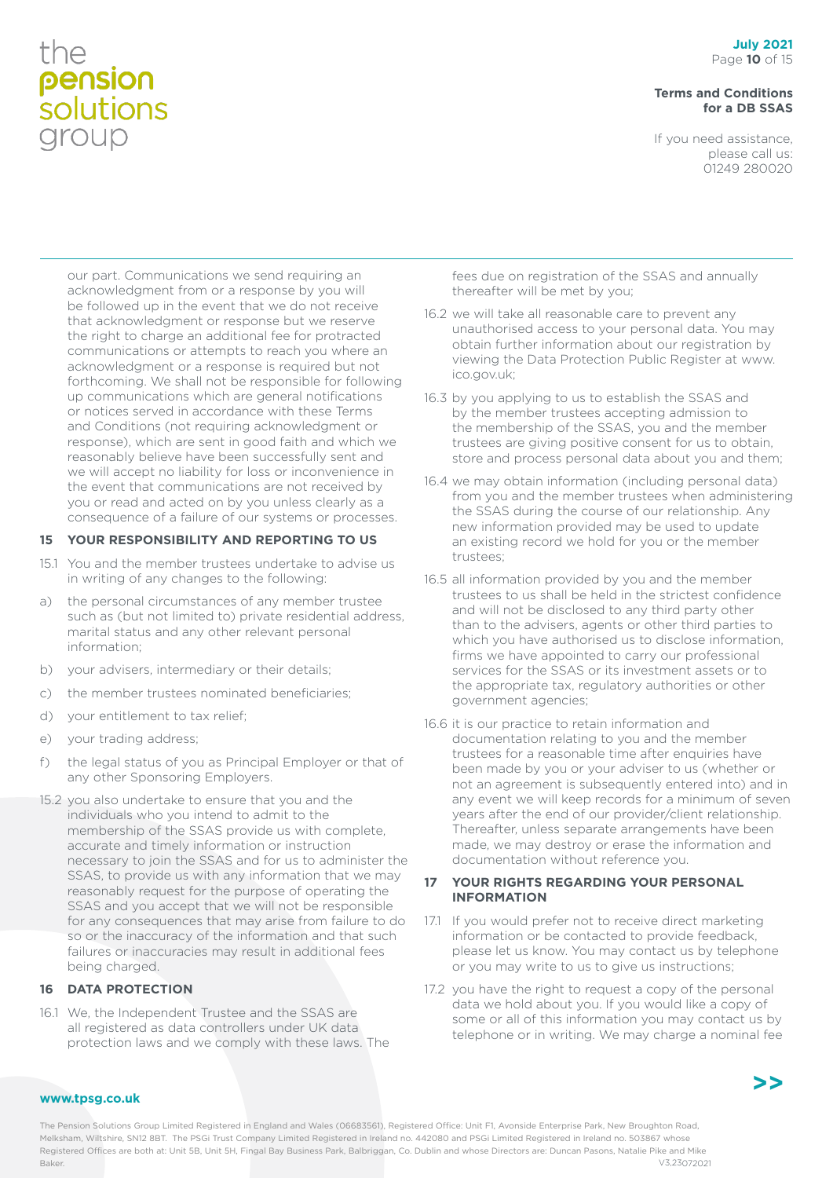our part. Communications we send requiring an acknowledgment from or a response by you will be followed up in the event that we do not receive that acknowledgment or response but we reserve the right to charge an additional fee for protracted communications or attempts to reach you where an acknowledgment or a response is required but not forthcoming. We shall not be responsible for following up communications which are general notifications or notices served in accordance with these Terms and Conditions (not requiring acknowledgment or response), which are sent in good faith and which we reasonably believe have been successfully sent and we will accept no liability for loss or inconvenience in the event that communications are not received by you or read and acted on by you unless clearly as a consequence of a failure of our systems or processes.

## 15 YOUR RESPONSIBILITY AND REPORTING TO US

15.1 You and the member trustees undertake to advise us in writing of any changes to the following:

a) the personal circumstances of any member trustee such as (but not limited to) private residential address, marital status and any other relevant personal information;

b) your advisers, intermediary or their details;

c) the member trustees nominated beneficiaries;

d) your entitlement to tax relief;

e) your trading address;

f) the legal status of you as Principal Employer or that of any other Sponsoring Employers.

15.2 you also undertake to ensure that you and the individuals who you intend to admit to the membership of the SSAS provide us with complete, accurate and timely information or instruction necessary to join the SSAS and for us to administer the SSAS, to provide us with any information that we may reasonably request for the purpose of operating the SSAS and you accept that we will not be responsible for any consequences that may arise from failure to do so or the inaccuracy of the information and that such failures or inaccuracies may result in additional fees being charged.

## 16 DATA PROTECTION

16.1 We, the Independent Trustee and the SSAS are all registered as data controllers under UK data protection laws and we comply with these laws. The fees due on registration of the SSAS and annually thereafter will be met by you;

16.2 we will take all reasonable care to prevent any unauthorised access to your personal data. You may obtain further information about our registration by viewing the Data Protection Public Register at www.ico.gov.uk;

16.3 by you applying to us to establish the SSAS and by the member trustees accepting admission to the membership of the SSAS, you and the member trustees are giving positive consent for us to obtain, store and process personal data about you and them;

16.4 we may obtain information (including personal data) from you and the member trustees when administering the SSAS during the course of our relationship. Any new information provided may be used to update an existing record we hold for you or the member trustees;

16.5 all information provided by you and the member trustees to us shall be held in the strictest confidence and will not be disclosed to any third party other than to the advisers, agents or other third parties to which you have authorised us to disclose information, firms we have appointed to carry our professional services for the SSAS or its investment assets or to the appropriate tax, regulatory authorities or other government agencies;

16.6 it is our practice to retain information and documentation relating to you and the member trustees for a reasonable time after enquiries have been made by you or your adviser to us (whether or not an agreement is subsequently entered into) and in any event we will keep records for a minimum of seven years after the end of our provider/client relationship. Thereafter, unless separate arrangements have been made, we may destroy or erase the information and documentation without reference you.

## 17 YOUR RIGHTS REGARDING YOUR PERSONAL INFORMATION

17.1 If you would prefer not to receive direct marketing information or be contacted to provide feedback, please let us know. You may contact us by telephone or you may write to us to give us instructions;

17.2 you have the right to request a copy of the personal data we hold about you. If you would like a copy of some or all of this information you may contact us by telephone or in writing. We may charge a nominal fee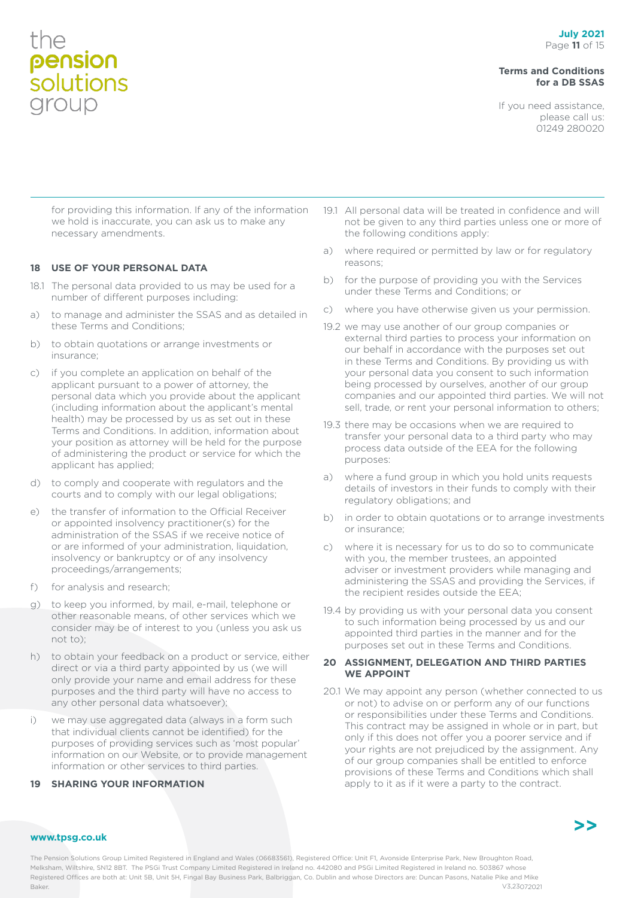for providing this information. If any of the information we hold is inaccurate, you can ask us to make any necessary amendments.

## 18 USE OF YOUR PERSONAL DATA

18.1 The personal data provided to us may be used for a number of different purposes including:

a) to manage and administer the SSAS and as detailed in these Terms and Conditions;

b) to obtain quotations or arrange investments or insurance;

c) if you complete an application on behalf of the applicant pursuant to a power of attorney, the personal data which you provide about the applicant (including information about the applicant's mental health) may be processed by us as set out in these Terms and Conditions. In addition, information about your position as attorney will be held for the purpose of administering the product or service for which the applicant has applied;

d) to comply and cooperate with regulators and the courts and to comply with our legal obligations;

e) the transfer of information to the Official Receiver or appointed insolvency practitioner(s) for the administration of the SSAS if we receive notice of or are informed of your administration, liquidation, insolvency or bankruptcy or of any insolvency proceedings/arrangements;

f) for analysis and research;

g) to keep you informed, by mail, e-mail, telephone or other reasonable means, of other services which we consider may be of interest to you (unless you ask us not to);

h) to obtain your feedback on a product or service, either direct or via a third party appointed by us (we will only provide your name and email address for these purposes and the third party will have no access to any other personal data whatsoever);

i) we may use aggregated data (always in a form such that individual clients cannot be identified) for the purposes of providing services such as 'most popular' information on our Website, or to provide management information or other services to third parties.

## 19 SHARING YOUR INFORMATION

19.1 All personal data will be treated in confidence and will not be given to any third parties unless one or more of the following conditions apply:

a) where required or permitted by law or for regulatory reasons;

b) for the purpose of providing you with the Services under these Terms and Conditions; or

c) where you have otherwise given us your permission.

19.2 we may use another of our group companies or external third parties to process your information on our behalf in accordance with the purposes set out in these Terms and Conditions. By providing us with your personal data you consent to such information being processed by ourselves, another of our group companies and our appointed third parties. We will not sell, trade, or rent your personal information to others;

19.3 there may be occasions when we are required to transfer your personal data to a third party who may process data outside of the EEA for the following purposes:

a) where a fund group in which you hold units requests details of investors in their funds to comply with their regulatory obligations; and

b) in order to obtain quotations or to arrange investments or insurance;

c) where it is necessary for us to do so to communicate with you, the member trustees, an appointed adviser or investment providers while managing and administering the SSAS and providing the Services, if the recipient resides outside the EEA;

19.4 by providing us with your personal data you consent to such information being processed by us and our appointed third parties in the manner and for the purposes set out in these Terms and Conditions.

## 20 ASSIGNMENT, DELEGATION AND THIRD PARTIES WE APPOINT

20.1 We may appoint any person (whether connected to us or not) to advise on or perform any of our functions or responsibilities under these Terms and Conditions. This contract may be assigned in whole or in part, but only if this does not offer you a poorer service and if your rights are not prejudiced by the assignment. Any of our group companies shall be entitled to enforce provisions of these Terms and Conditions which shall apply to it as if it were a party to the contract.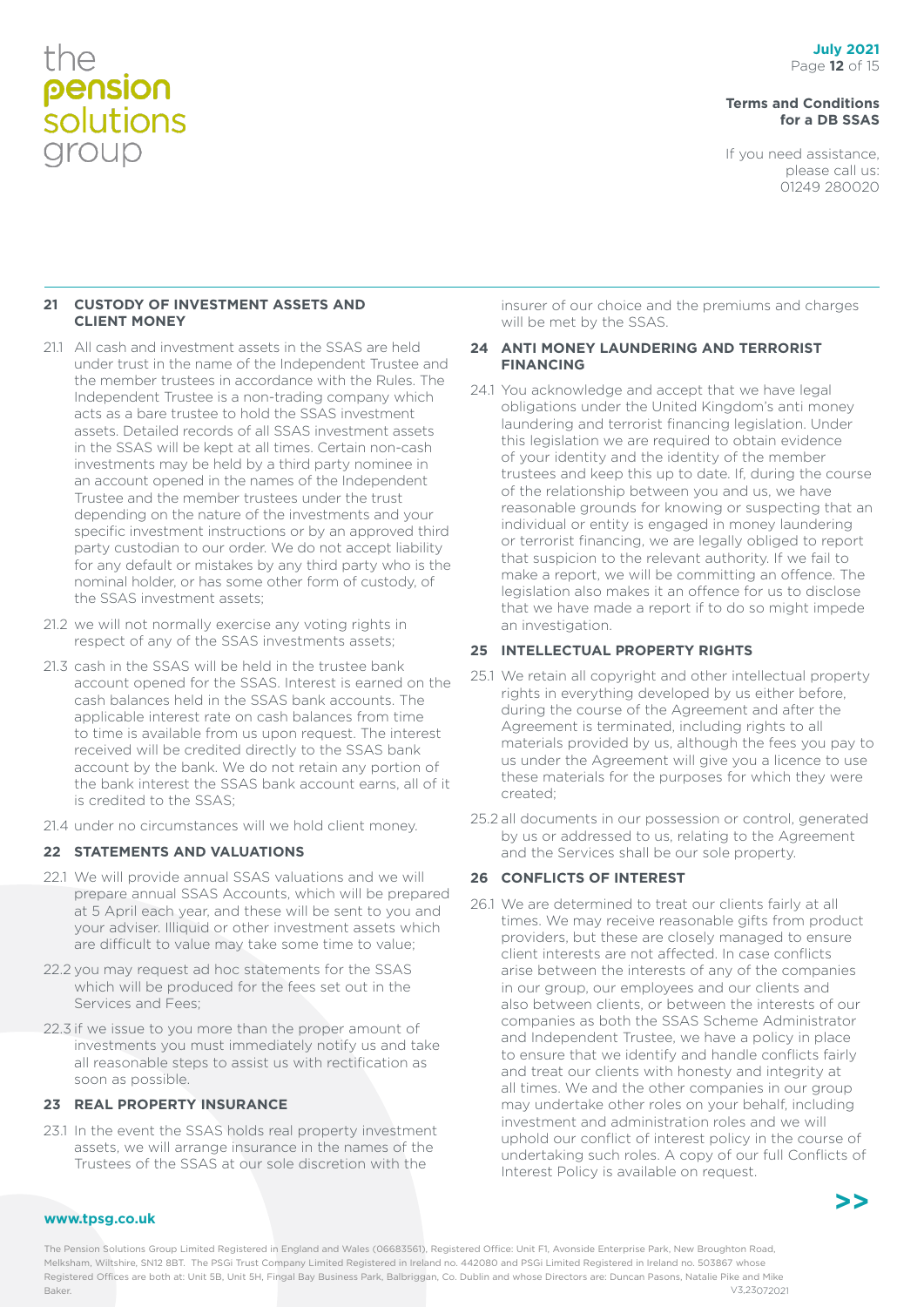## 21 CUSTODY OF INVESTMENT ASSETS AND CLIENT MONEY

21.1 All cash and investment assets in the SSAS are held under trust in the name of the Independent Trustee and the member trustees in accordance with the Rules. The Independent Trustee is a non-trading company which acts as a bare trustee to hold the SSAS investment assets. Detailed records of all SSAS investment assets in the SSAS will be kept at all times. Certain non-cash investments may be held by a third party nominee in an account opened in the names of the Independent Trustee and the member trustees under the trust depending on the nature of the investments and your specific investment instructions or by an approved third party custodian to our order. We do not accept liability for any default or mistakes by any third party who is the nominal holder, or has some other form of custody, of the SSAS investment assets;

21.2 we will not normally exercise any voting rights in respect of any of the SSAS investments assets;

21.3 cash in the SSAS will be held in the trustee bank account opened for the SSAS. Interest is earned on the cash balances held in the SSAS bank accounts. The applicable interest rate on cash balances from time to time is available from us upon request. The interest received will be credited directly to the SSAS bank account by the bank. We do not retain any portion of the bank interest the SSAS bank account earns, all of it is credited to the SSAS;

21.4 under no circumstances will we hold client money.

## 22 STATEMENTS AND VALUATIONS

22.1 We will provide annual SSAS valuations and we will prepare annual SSAS Accounts, which will be prepared at 5 April each year, and these will be sent to you and your adviser. Illiquid or other investment assets which are difficult to value may take some time to value;

22.2 you may request ad hoc statements for the SSAS which will be produced for the fees set out in the Services and Fees;

22.3 if we issue to you more than the proper amount of investments you must immediately notify us and take all reasonable steps to assist us with rectification as soon as possible.

## 23 REAL PROPERTY INSURANCE

23.1 In the event the SSAS holds real property investment assets, we will arrange insurance in the names of the Trustees of the SSAS at our sole discretion with the insurer of our choice and the premiums and charges will be met by the SSAS.

## 24 ANTI MONEY LAUNDERING AND TERRORIST FINANCING

24.1 You acknowledge and accept that we have legal obligations under the United Kingdom's anti money laundering and terrorist financing legislation. Under this legislation we are required to obtain evidence of your identity and the identity of the member trustees and keep this up to date. If, during the course of the relationship between you and us, we have reasonable grounds for knowing or suspecting that an individual or entity is engaged in money laundering or terrorist financing, we are legally obliged to report that suspicion to the relevant authority. If we fail to make a report, we will be committing an offence. The legislation also makes it an offence for us to disclose that we have made a report if to do so might impede an investigation.

## 25 INTELLECTUAL PROPERTY RIGHTS

25.1 We retain all copyright and other intellectual property rights in everything developed by us either before, during the course of the Agreement and after the Agreement is terminated, including rights to all materials provided by us, although the fees you pay to us under the Agreement will give you a licence to use these materials for the purposes for which they were created;

25.2 all documents in our possession or control, generated by us or addressed to us, relating to the Agreement and the Services shall be our sole property.

## 26 CONFLICTS OF INTEREST

26.1 We are determined to treat our clients fairly at all times. We may receive reasonable gifts from product providers, but these are closely managed to ensure client interests are not affected. In case conflicts arise between the interests of any of the companies in our group, our employees and our clients and also between clients, or between the interests of our companies as both the SSAS Scheme Administrator and Independent Trustee, we have a policy in place to ensure that we identify and handle conflicts fairly and treat our clients with honesty and integrity at all times. We and the other companies in our group may undertake other roles on your behalf, including investment and administration roles and we will uphold our conflict of interest policy in the course of undertaking such roles. A copy of our full Conflicts of Interest Policy is available on request.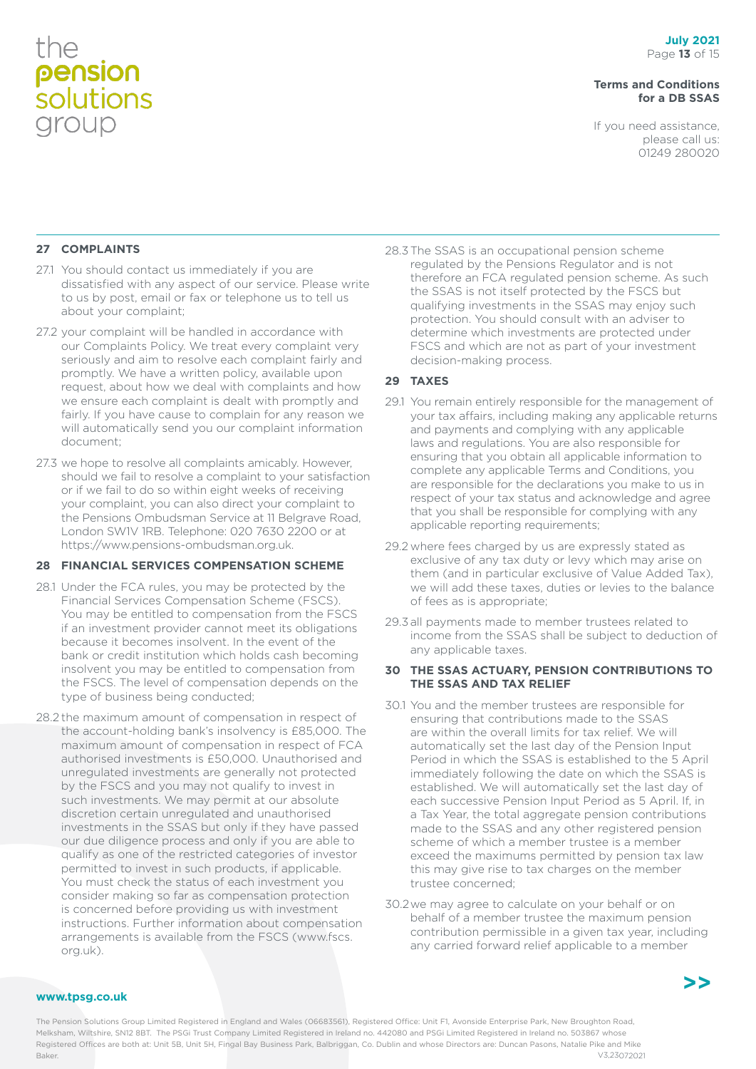## 27 COMPLAINTS

27.1 You should contact us immediately if you are dissatisfied with any aspect of our service. Please write to us by post, email or fax or telephone us to tell us about your complaint;

27.2 your complaint will be handled in accordance with our Complaints Policy. We treat every complaint very seriously and aim to resolve each complaint fairly and promptly. We have a written policy, available upon request, about how we deal with complaints and how we ensure each complaint is dealt with promptly and fairly. If you have cause to complain for any reason we will automatically send you our complaint information document;

27.3 we hope to resolve all complaints amicably. However, should we fail to resolve a complaint to your satisfaction or if we fail to do so within eight weeks of receiving your complaint, you can also direct your complaint to the Pensions Ombudsman Service at 11 Belgrave Road, London SW1V 1RB. Telephone: 020 7630 2200 or at https://www.pensions-ombudsman.org.uk.

## 28 FINANCIAL SERVICES COMPENSATION SCHEME

28.1 Under the FCA rules, you may be protected by the Financial Services Compensation Scheme (FSCS). You may be entitled to compensation from the FSCS if an investment provider cannot meet its obligations because it becomes insolvent. In the event of the bank or credit institution which holds cash becoming insolvent you may be entitled to compensation from the FSCS. The level of compensation depends on the type of business being conducted;

28.2 the maximum amount of compensation in respect of the account-holding bank's insolvency is £85,000. The maximum amount of compensation in respect of FCA authorised investments is £50,000. Unauthorised and unregulated investments are generally not protected by the FSCS and you may not qualify to invest in such investments. We may permit at our absolute discretion certain unregulated and unauthorised investments in the SSAS but only if they have passed our due diligence process and only if you are able to qualify as one of the restricted categories of investor permitted to invest in such products, if applicable. You must check the status of each investment you consider making so far as compensation protection is concerned before providing us with investment instructions. Further information about compensation arrangements is available from the FSCS (www.fscs.org.uk).

28.3 The SSAS is an occupational pension scheme regulated by the Pensions Regulator and is not therefore an FCA regulated pension scheme. As such the SSAS is not itself protected by the FSCS but qualifying investments in the SSAS may enjoy such protection. You should consult with an adviser to determine which investments are protected under FSCS and which are not as part of your investment decision-making process.

## 29 TAXES

29.1 You remain entirely responsible for the management of your tax affairs, including making any applicable returns and payments and complying with any applicable laws and regulations. You are also responsible for ensuring that you obtain all applicable information to complete any applicable Terms and Conditions, you are responsible for the declarations you make to us in respect of your tax status and acknowledge and agree that you shall be responsible for complying with any applicable reporting requirements;

29.2 where fees charged by us are expressly stated as exclusive of any tax duty or levy which may arise on them (and in particular exclusive of Value Added Tax), we will add these taxes, duties or levies to the balance of fees as is appropriate;

29.3 all payments made to member trustees related to income from the SSAS shall be subject to deduction of any applicable taxes.

## 30 THE SSAS ACTUARY, PENSION CONTRIBUTIONS TO THE SSAS AND TAX RELIEF

30.1 You and the member trustees are responsible for ensuring that contributions made to the SSAS are within the overall limits for tax relief. We will automatically set the last day of the Pension Input Period in which the SSAS is established to the 5 April immediately following the date on which the SSAS is established. We will automatically set the last day of each successive Pension Input Period as 5 April. If, in a Tax Year, the total aggregate pension contributions made to the SSAS and any other registered pension scheme of which a member trustee is a member exceed the maximums permitted by pension tax law this may give rise to tax charges on the member trustee concerned;

30.2 we may agree to calculate on your behalf or on behalf of a member trustee the maximum pension contribution permissible in a given tax year, including any carried forward relief applicable to a member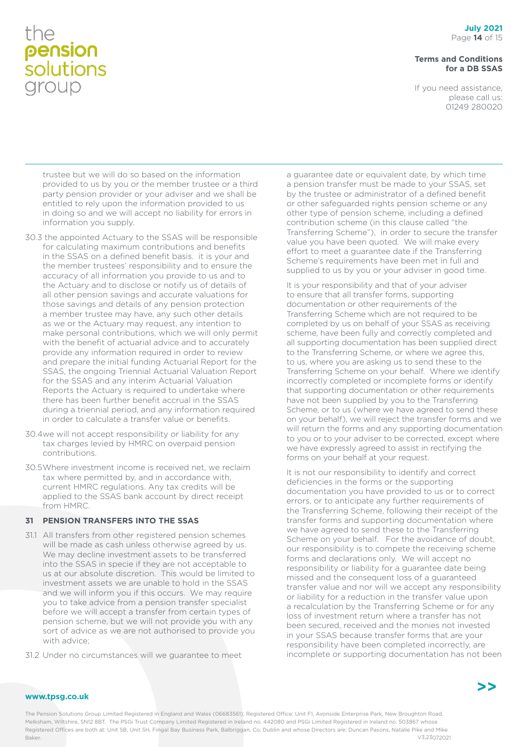trustee but we will do so based on the information provided to us by you or the member trustee or a third party pension provider or your adviser and we shall be entitled to rely upon the information provided to us in doing so and we will accept no liability for errors in information you supply.

30.3 the appointed Actuary to the SSAS will be responsible for calculating maximum contributions and benefits in the SSAS on a defined benefit basis. it is your and the member trustees' responsibility and to ensure the accuracy of all information you provide to us and to the Actuary and to disclose or notify us of details of all other pension savings and accurate valuations for those savings and details of any pension protection a member trustee may have, any such other details as we or the Actuary may request, any intention to make personal contributions, which we will only permit with the benefit of actuarial advice and to accurately provide any information required in order to review and prepare the initial funding Actuarial Report for the SSAS, the ongoing Triennial Actuarial Valuation Report for the SSAS and any interim Actuarial Valuation Reports the Actuary is required to undertake where there has been further benefit accrual in the SSAS during a triennial period, and any information required in order to calculate a transfer value or benefits.

30.4 we will not accept responsibility or liability for any tax charges levied by HMRC on overpaid pension contributions.

30.5 Where investment income is received net, we reclaim tax where permitted by, and in accordance with, current HMRC regulations. Any tax credits will be applied to the SSAS bank account by direct receipt from HMRC.

## 31 PENSION TRANSFERS INTO THE SSAS

31.1 All transfers from other registered pension schemes will be made as cash unless otherwise agreed by us. We may decline investment assets to be transferred into the SSAS in specie if they are not acceptable to us at our absolute discretion. This would be limited to investment assets we are unable to hold in the SSAS and we will inform you if this occurs. We may require you to take advice from a pension transfer specialist before we will accept a transfer from certain types of pension scheme, but we will not provide you with any sort of advice as we are not authorised to provide you with advice;

31.2 Under no circumstances will we guarantee to meet a guarantee date or equivalent date, by which time a pension transfer must be made to your SSAS, set by the trustee or administrator of a defined benefit or other safeguarded rights pension scheme or any other type of pension scheme, including a defined contribution scheme (in this clause called "the Transferring Scheme"), in order to secure the transfer value you have been quoted. We will make every effort to meet a guarantee date if the Transferring Scheme's requirements have been met in full and supplied to us by you or your adviser in good time.

It is your responsibility and that of your adviser to ensure that all transfer forms, supporting documentation or other requirements of the Transferring Scheme which are not required to be completed by us on behalf of your SSAS as receiving scheme, have been fully and correctly completed and all supporting documentation has been supplied direct to the Transferring Scheme, or where we agree this, to us, where you are asking us to send these to the Transferring Scheme on your behalf. Where we identify incorrectly completed or incomplete forms or identify that supporting documentation or other requirements have not been supplied by you to the Transferring Scheme, or to us (where we have agreed to send these on your behalf), we will reject the transfer forms and we will return the forms and any supporting documentation to you or to your adviser to be corrected, except where we have expressly agreed to assist in rectifying the forms on your behalf at your request.

It is not our responsibility to identify and correct deficiencies in the forms or the supporting documentation you have provided to us or to correct errors, or to anticipate any further requirements of the Transferring Scheme, following their receipt of the transfer forms and supporting documentation where we have agreed to send these to the Transferring Scheme on your behalf. For the avoidance of doubt, our responsibility is to compete the receiving scheme forms and declarations only. We will accept no responsibility or liability for a guarantee date being missed and the consequent loss of a guaranteed transfer value and nor will we accept any responsibility or liability for a reduction in the transfer value upon a recalculation by the Transferring Scheme or for any loss of investment return where a transfer has not been secured, received and the monies not invested in your SSAS because transfer forms that are your responsibility have been completed incorrectly, are incomplete or supporting documentation has not been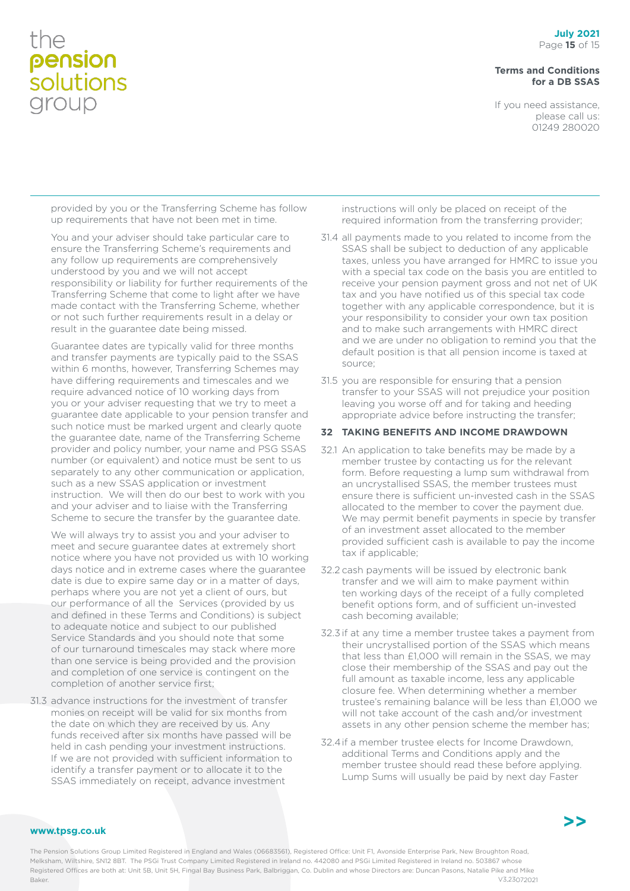provided by you or the Transferring Scheme has follow up requirements that have not been met in time.

You and your adviser should take particular care to ensure the Transferring Scheme's requirements and any follow up requirements are comprehensively understood by you and we will not accept responsibility or liability for further requirements of the Transferring Scheme that come to light after we have made contact with the Transferring Scheme, whether or not such further requirements result in a delay or result in the guarantee date being missed.

Guarantee dates are typically valid for three months and transfer payments are typically paid to the SSAS within 6 months, however, Transferring Schemes may have differing requirements and timescales and we require advanced notice of 10 working days from you or your adviser requesting that we try to meet a guarantee date applicable to your pension transfer and such notice must be marked urgent and clearly quote the guarantee date, name of the Transferring Scheme provider and policy number, your name and PSG SSAS number (or equivalent) and notice must be sent to us separately to any other communication or application, such as a new SSAS application or investment instruction. We will then do our best to work with you and your adviser and to liaise with the Transferring Scheme to secure the transfer by the guarantee date.

We will always try to assist you and your adviser to meet and secure guarantee dates at extremely short notice where you have not provided us with 10 working days notice and in extreme cases where the guarantee date is due to expire same day or in a matter of days, perhaps where you are not yet a client of ours, but our performance of all the Services (provided by us and defined in these Terms and Conditions) is subject to adequate notice and subject to our published Service Standards and you should note that some of our turnaround timescales may stack where more than one service is being provided and the provision and completion of one service is contingent on the completion of another service first;

31.3 advance instructions for the investment of transfer monies on receipt will be valid for six months from the date on which they are received by us. Any funds received after six months have passed will be held in cash pending your investment instructions. If we are not provided with sufficient information to identify a transfer payment or to allocate it to the SSAS immediately on receipt, advance investment instructions will only be placed on receipt of the required information from the transferring provider;

31.4 all payments made to you related to income from the SSAS shall be subject to deduction of any applicable taxes, unless you have arranged for HMRC to issue you with a special tax code on the basis you are entitled to receive your pension payment gross and not net of UK tax and you have notified us of this special tax code together with any applicable correspondence, but it is your responsibility to consider your own tax position and to make such arrangements with HMRC direct and we are under no obligation to remind you that the default position is that all pension income is taxed at source;

31.5 you are responsible for ensuring that a pension transfer to your SSAS will not prejudice your position leaving you worse off and for taking and heeding appropriate advice before instructing the transfer;

### 32 TAKING BENEFITS AND INCOME DRAWDOWN

32.1 An application to take benefits may be made by a member trustee by contacting us for the relevant form. Before requesting a lump sum withdrawal from an uncrystallised SSAS, the member trustees must ensure there is sufficient un-invested cash in the SSAS allocated to the member to cover the payment due. We may permit benefit payments in specie by transfer of an investment asset allocated to the member provided sufficient cash is available to pay the income tax if applicable;

32.2 cash payments will be issued by electronic bank transfer and we will aim to make payment within ten working days of the receipt of a fully completed benefit options form, and of sufficient un-invested cash becoming available;

32.3 if at any time a member trustee takes a payment from their uncrystallised portion of the SSAS which means that less than £1,000 will remain in the SSAS, we may close their membership of the SSAS and pay out the full amount as taxable income, less any applicable closure fee. When determining whether a member trustee's remaining balance will be less than £1,000 we will not take account of the cash and/or investment assets in any other pension scheme the member has;

32.4 if a member trustee elects for Income Drawdown, additional Terms and Conditions apply and the member trustee should read these before applying. Lump Sums will usually be paid by next day Faster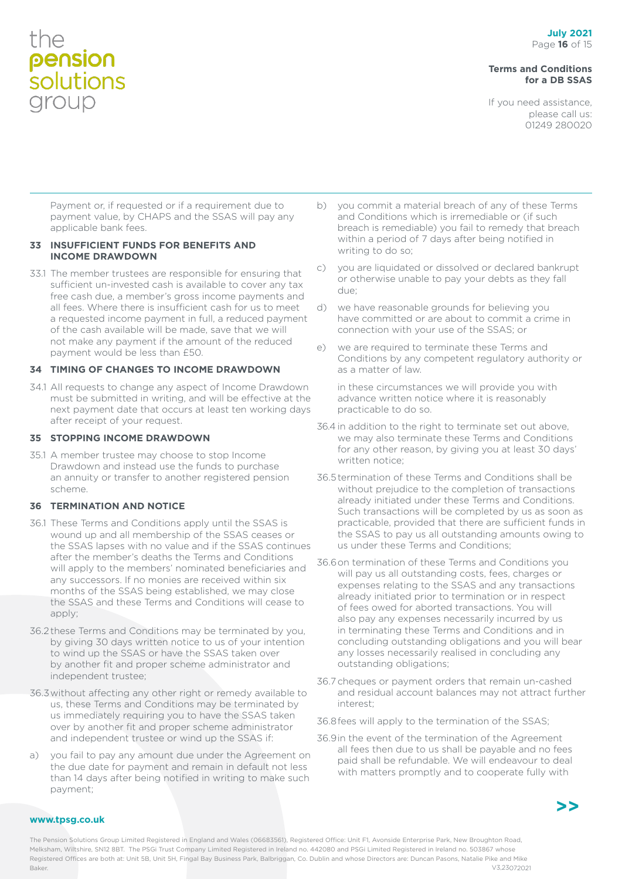Payment or, if requested or if a requirement due to payment value, by CHAPS and the SSAS will pay any applicable bank fees.

## 33 INSUFFICIENT FUNDS FOR BENEFITS AND INCOME DRAWDOWN

33.1 The member trustees are responsible for ensuring that sufficient un-invested cash is available to cover any tax free cash due, a member's gross income payments and all fees. Where there is insufficient cash for us to meet a requested income payment in full, a reduced payment of the cash available will be made, save that we will not make any payment if the amount of the reduced payment would be less than £50.

## 34 TIMING OF CHANGES TO INCOME DRAWDOWN

34.1 All requests to change any aspect of Income Drawdown must be submitted in writing, and will be effective at the next payment date that occurs at least ten working days after receipt of your request.

## 35 STOPPING INCOME DRAWDOWN

35.1 A member trustee may choose to stop Income Drawdown and instead use the funds to purchase an annuity or transfer to another registered pension scheme.

## 36 TERMINATION AND NOTICE

36.1 These Terms and Conditions apply until the SSAS is wound up and all membership of the SSAS ceases or the SSAS lapses with no value and if the SSAS continues after the member's deaths the Terms and Conditions will apply to the members' nominated beneficiaries and any successors. If no monies are received within six months of the SSAS being established, we may close the SSAS and these Terms and Conditions will cease to apply;

36.2 these Terms and Conditions may be terminated by you, by giving 30 days written notice to us of your intention to wind up the SSAS or have the SSAS taken over by another fit and proper scheme administrator and independent trustee;

36.3 without affecting any other right or remedy available to us, these Terms and Conditions may be terminated by us immediately requiring you to have the SSAS taken over by another fit and proper scheme administrator and independent trustee or wind up the SSAS if:

a) you fail to pay any amount due under the Agreement on the due date for payment and remain in default not less than 14 days after being notified in writing to make such payment;

b) you commit a material breach of any of these Terms and Conditions which is irremediable or (if such breach is remediable) you fail to remedy that breach within a period of 7 days after being notified in writing to do so;

c) you are liquidated or dissolved or declared bankrupt or otherwise unable to pay your debts as they fall due;

d) we have reasonable grounds for believing you have committed or are about to commit a crime in connection with your use of the SSAS; or

e) we are required to terminate these Terms and Conditions by any competent regulatory authority or as a matter of law.

in these circumstances we will provide you with advance written notice where it is reasonably practicable to do so.

36.4 in addition to the right to terminate set out above, we may also terminate these Terms and Conditions for any other reason, by giving you at least 30 days' written notice;

36.5 termination of these Terms and Conditions shall be without prejudice to the completion of transactions already initiated under these Terms and Conditions. Such transactions will be completed by us as soon as practicable, provided that there are sufficient funds in the SSAS to pay us all outstanding amounts owing to us under these Terms and Conditions;

36.6 on termination of these Terms and Conditions you will pay us all outstanding costs, fees, charges or expenses relating to the SSAS and any transactions already initiated prior to termination or in respect of fees owed for aborted transactions. You will also pay any expenses necessarily incurred by us in terminating these Terms and Conditions and in concluding outstanding obligations and you will bear any losses necessarily realised in concluding any outstanding obligations;

36.7 cheques or payment orders that remain un-cashed and residual account balances may not attract further interest;

36.8 fees will apply to the termination of the SSAS;

36.9 in the event of the termination of the Agreement all fees then due to us shall be payable and no fees paid shall be refundable. We will endeavour to deal with matters promptly and to cooperate fully with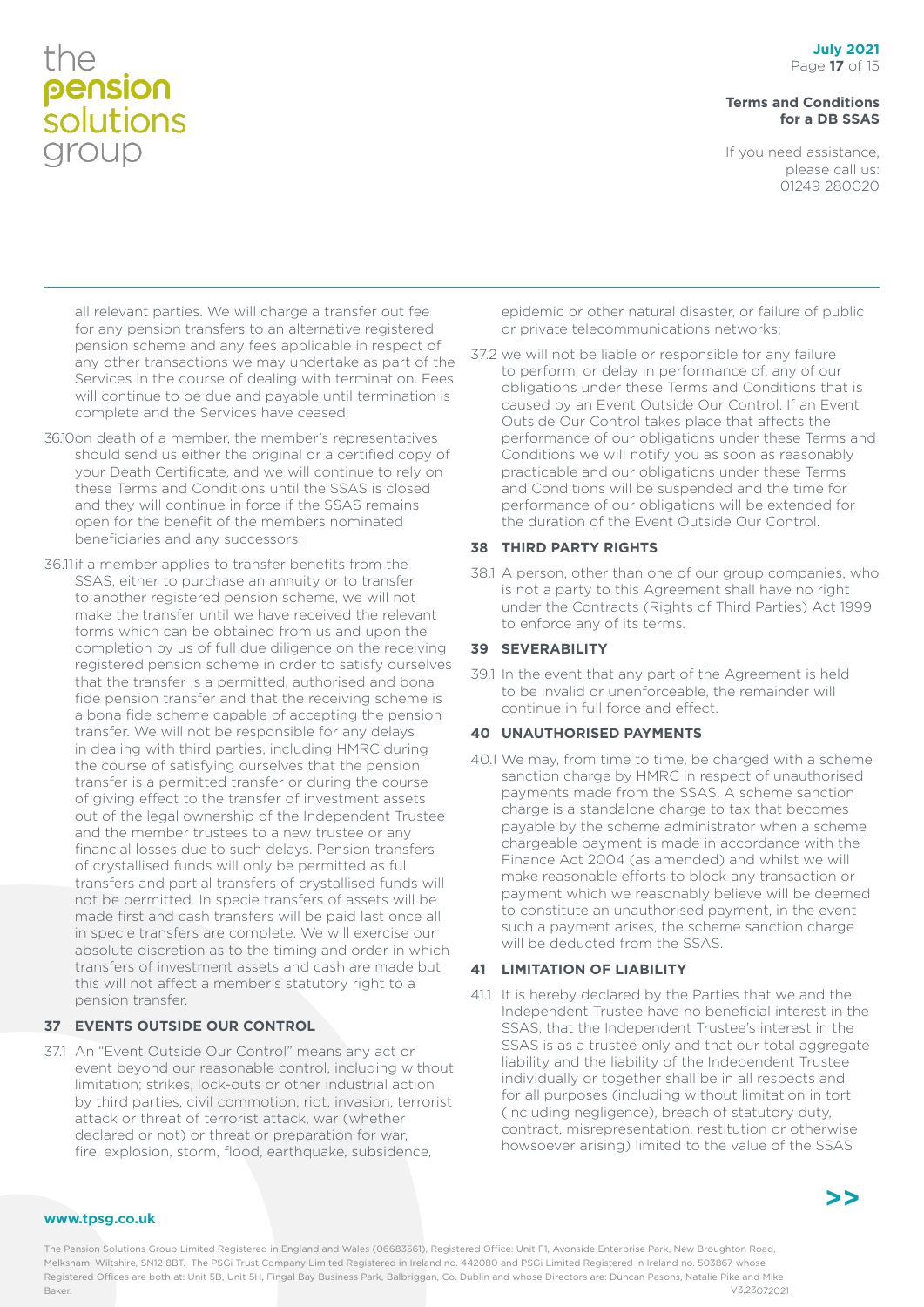all relevant parties. We will charge a transfer out fee for any pension transfers to an alternative registered pension scheme and any fees applicable in respect of any other transactions we may undertake as part of the Services in the course of dealing with termination. Fees will continue to be due and payable until termination is complete and the Services have ceased;

36.10 on death of a member, the member's representatives should send us either the original or a certified copy of your Death Certificate, and we will continue to rely on these Terms and Conditions until the SSAS is closed and they will continue in force if the SSAS remains open for the benefit of the members nominated beneficiaries and any successors;

36.11 if a member applies to transfer benefits from the SSAS, either to purchase an annuity or to transfer to another registered pension scheme, we will not make the transfer until we have received the relevant forms which can be obtained from us and upon the completion by us of full due diligence on the receiving registered pension scheme in order to satisfy ourselves that the transfer is a permitted, authorised and bona fide pension transfer and that the receiving scheme is a bona fide scheme capable of accepting the pension transfer. We will not be responsible for any delays in dealing with third parties, including HMRC during the course of satisfying ourselves that the pension transfer is a permitted transfer or during the course of giving effect to the transfer of investment assets out of the legal ownership of the Independent Trustee and the member trustees to a new trustee or any financial losses due to such delays. Pension transfers of crystallised funds will only be permitted as full transfers and partial transfers of crystallised funds will not be permitted. In specie transfers of assets will be made first and cash transfers will be paid last once all in specie transfers are complete. We will exercise our absolute discretion as to the timing and order in which transfers of investment assets and cash are made but this will not affect a member's statutory right to a pension transfer.

## 37 EVENTS OUTSIDE OUR CONTROL

37.1 An "Event Outside Our Control" means any act or event beyond our reasonable control, including without limitation; strikes, lock-outs or other industrial action by third parties, civil commotion, riot, invasion, terrorist attack or threat of terrorist attack, war (whether declared or not) or threat or preparation for war, fire, explosion, storm, flood, earthquake, subsidence, epidemic or other natural disaster, or failure of public or private telecommunications networks;

37.2 we will not be liable or responsible for any failure to perform, or delay in performance of, any of our obligations under these Terms and Conditions that is caused by an Event Outside Our Control. If an Event Outside Our Control takes place that affects the performance of our obligations under these Terms and Conditions we will notify you as soon as reasonably practicable and our obligations under these Terms and Conditions will be suspended and the time for performance of our obligations will be extended for the duration of the Event Outside Our Control.

## 38 THIRD PARTY RIGHTS

38.1 A person, other than one of our group companies, who is not a party to this Agreement shall have no right under the Contracts (Rights of Third Parties) Act 1999 to enforce any of its terms.

## 39 SEVERABILITY

39.1 In the event that any part of the Agreement is held to be invalid or unenforceable, the remainder will continue in full force and effect.

## 40 UNAUTHORISED PAYMENTS

40.1 We may, from time to time, be charged with a scheme sanction charge by HMRC in respect of unauthorised payments made from the SSAS. A scheme sanction charge is a standalone charge to tax that becomes payable by the scheme administrator when a scheme chargeable payment is made in accordance with the Finance Act 2004 (as amended) and whilst we will make reasonable efforts to block any transaction or payment which we reasonably believe will be deemed to constitute an unauthorised payment, in the event such a payment arises, the scheme sanction charge will be deducted from the SSAS.

## 41 LIMITATION OF LIABILITY

41.1 It is hereby declared by the Parties that we and the Independent Trustee have no beneficial interest in the SSAS, that the Independent Trustee's interest in the SSAS is as a trustee only and that our total aggregate liability and the liability of the Independent Trustee individually or together shall be in all respects and for all purposes (including without limitation in tort (including negligence), breach of statutory duty, contract, misrepresentation, restitution or otherwise howsoever arising) limited to the value of the SSAS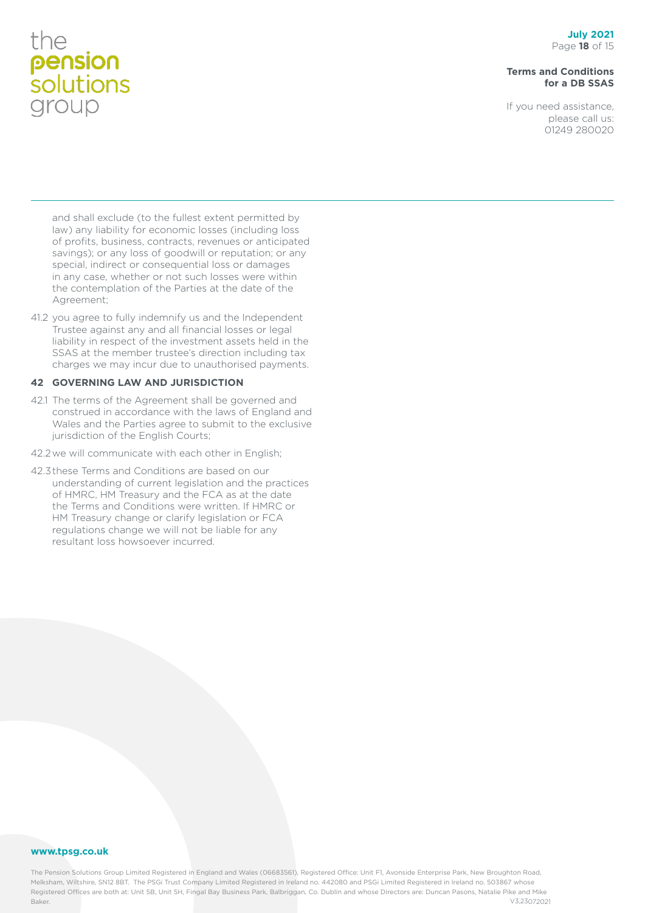and shall exclude (to the fullest extent permitted by law) any liability for economic losses (including loss of profits, business, contracts, revenues or anticipated savings); or any loss of goodwill or reputation; or any special, indirect or consequential loss or damages in any case, whether or not such losses were within the contemplation of the Parties at the date of the Agreement;

41.2 you agree to fully indemnify us and the Independent Trustee against any and all financial losses or legal liability in respect of the investment assets held in the SSAS at the member trustee's direction including tax charges we may incur due to unauthorised payments.

**42 GOVERNING LAW AND JURISDICTION**

42.1 The terms of the Agreement shall be governed and construed in accordance with the laws of England and Wales and the Parties agree to submit to the exclusive jurisdiction of the English Courts;

42.2 we will communicate with each other in English;

42.3 these Terms and Conditions are based on our understanding of current legislation and the practices of HMRC, HM Treasury and the FCA as at the date the Terms and Conditions were written. If HMRC or HM Treasury change or clarify legislation or FCA regulations change we will not be liable for any resultant loss howsoever incurred.